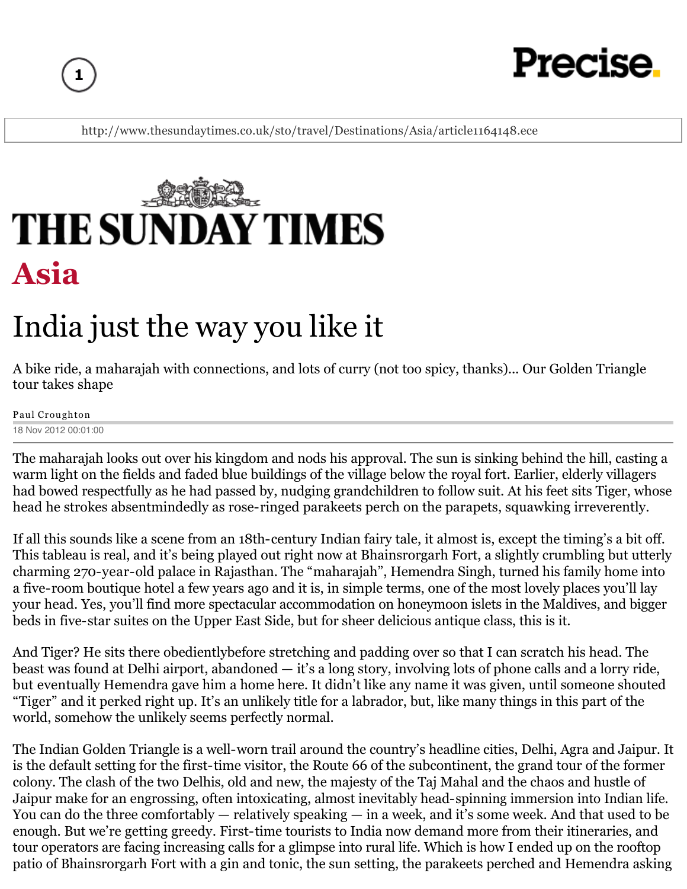http://www.thesundaytimes.co.uk/sto/travel/Destinations/Asia/article1164148.ece

# THE SUNDAY TIMES

## Asia

# India just the way you like it

A bike ride, a maharajah with connections, and lots of curry (not too spicy, thanks)... Our Golden Triangle tour takes shape

Paul Croughton

18 Nov 2012 00:01:00

The maharajah looks out over his kingdom and nods his approval. The sun is sinking behind the hill, casting a warm light on the fields and faded blue buildings of the village below the royal fort. Earlier, elderly villagers had bowed respectfully as he had passed by, nudging grandchildren to follow suit. At his feet sits Tiger, whose head he strokes absentmindedly as rose-ringed parakeets perch on the parapets, squawking irreverently.

If all this sounds like a scene from an 18th-century Indian fairy tale, it almost is, except the timing's a bit off. This tableau is real, and it's being played out right now at Bhainsrorgarh Fort, a slightly crumbling but utterly charming 270-year-old palace in Rajasthan. The "maharajah", Hemendra Singh, turned his family home into a five-room boutique hotel a few years ago and it is, in simple terms, one of the most lovely places you'll lay your head. Yes, you'll find more spectacular accommodation on honeymoon islets in the Maldives, and bigger beds in five-star suites on the Upper East Side, but for sheer delicious antique class, this is it.

And Tiger? He sits there obedientlybefore stretching and padding over so that I can scratch his head. The beast was found at Delhi airport, abandoned — it's a long story, involving lots of phone calls and a lorry ride, but eventually Hemendra gave him a home here. It didn't like any name it was given, until someone shouted "Tiger" and it perked right up. It's an unlikely title for a labrador, but, like many things in this part of the world, somehow the unlikely seems perfectly normal.

The Indian Golden Triangle is a well-worn trail around the country's headline cities, Delhi, Agra and Jaipur. It is the default setting for the first-time visitor, the Route 66 of the subcontinent, the grand tour of the former colony. The clash of the two Delhis, old and new, the majesty of the Taj Mahal and the chaos and hustle of Jaipur make for an engrossing, often intoxicating, almost inevitably head-spinning immersion into Indian life. You can do the three comfortably — relatively speaking — in a week, and it's some week. And that used to be enough. But we're getting greedy. First-time tourists to India now demand more from their itineraries, and tour operators are facing increasing calls for a glimpse into rural life. Which is how I ended up on the rooftop patio of Bhainsrorgarh Fort with a gin and tonic, the sun setting, the parakeets perched and Hemendra asking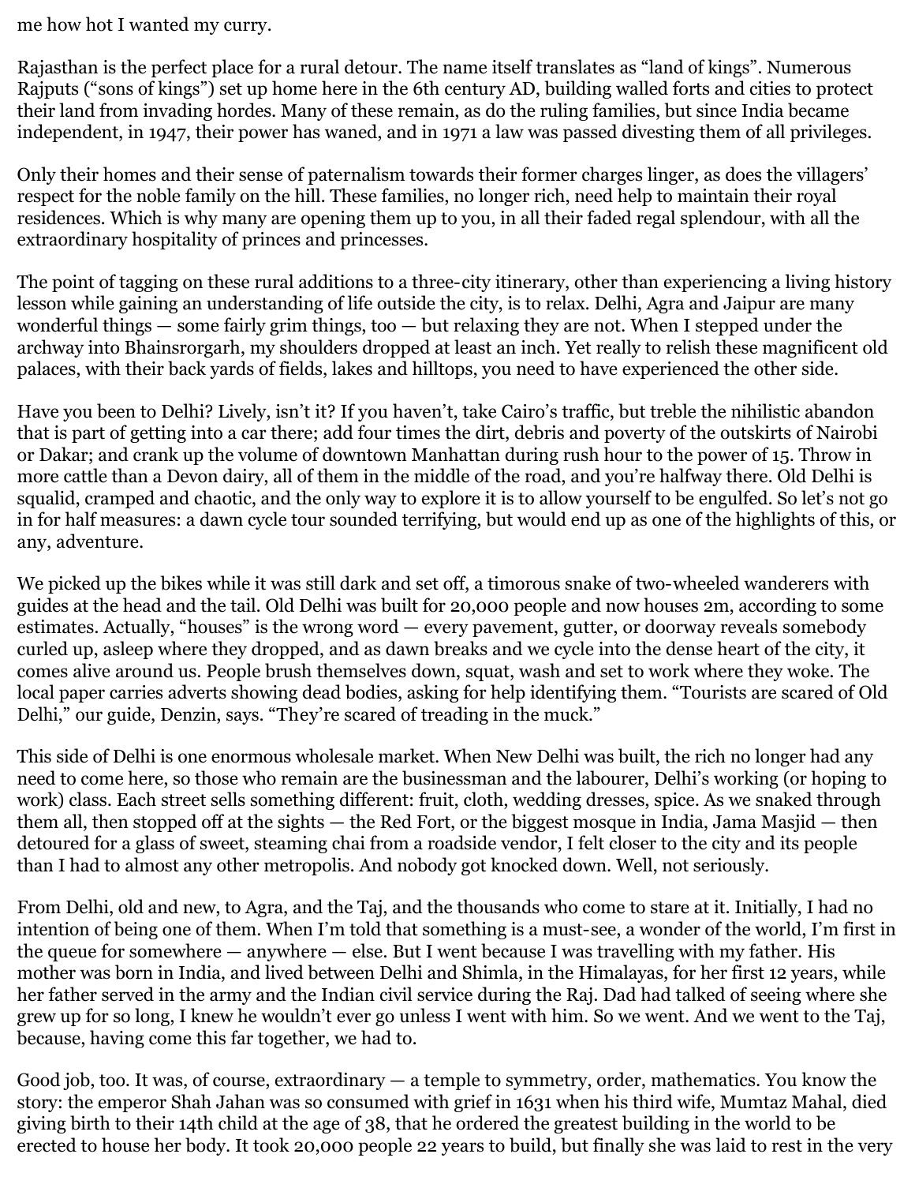me how hot I wanted my curry.

Rajasthan is the perfect place for a rural detour. The name itself translates as “land of kings”. Numerous Rajputs (“sons of kings”) set up home here in the 6th century AD, building walled forts and cities to protect their land from invading hordes. Many of these remain, as do the ruling families, but since India became independent, in 1947, their power has waned, and in 1971 a law was passed divesting them of all privileges.

Only their homes and their sense of paternalism towards their former charges linger, as does the villagers’ respect for the noble family on the hill. These families, no longer rich, need help to maintain their royal residences. Which is why many are opening them up to you, in all their faded regal splendour, with all the extraordinary hospitality of princes and princesses.

The point of tagging on these rural additions to a three-city itinerary, other than experiencing a living history lesson while gaining an understanding of life outside the city, is to relax. Delhi, Agra and Jaipur are many wonderful things — some fairly grim things, too — but relaxing they are not. When I stepped under the archway into Bhainsrorgarh, my shoulders dropped at least an inch. Yet really to relish these magnificent old palaces, with their back yards of fields, lakes and hilltops, you need to have experienced the other side.

Have you been to Delhi? Lively, isn’t it? If you haven’t, take Cairo’s traffic, but treble the nihilistic abandon that is part of getting into a car there; add four times the dirt, debris and poverty of the outskirts of Nairobi or Dakar; and crank up the volume of downtown Manhattan during rush hour to the power of 15. Throw in more cattle than a Devon dairy, all of them in the middle of the road, and you’re halfway there. Old Delhi is squalid, cramped and chaotic, and the only way to explore it is to allow yourself to be engulfed. So let’s not go in for half measures: a dawn cycle tour sounded terrifying, but would end up as one of the highlights of this, or any, adventure.

We picked up the bikes while it was still dark and set off, a timorous snake of two-wheeled wanderers with guides at the head and the tail. Old Delhi was built for 20,000 people and now houses 2m, according to some estimates. Actually, “houses” is the wrong word — every pavement, gutter, or doorway reveals somebody curled up, asleep where they dropped, and as dawn breaks and we cycle into the dense heart of the city, it comes alive around us. People brush themselves down, squat, wash and set to work where they woke. The local paper carries adverts showing dead bodies, asking for help identifying them. “Tourists are scared of Old Delhi,” our guide, Denzin, says. “They’re scared of treading in the muck.”

This side of Delhi is one enormous wholesale market. When New Delhi was built, the rich no longer had any need to come here, so those who remain are the businessman and the labourer, Delhi’s working (or hoping to work) class. Each street sells something different: fruit, cloth, wedding dresses, spice. As we snaked through them all, then stopped off at the sights — the Red Fort, or the biggest mosque in India, Jama Masjid — then detoured for a glass of sweet, steaming chai from a roadside vendor, I felt closer to the city and its people than I had to almost any other metropolis. And nobody got knocked down. Well, not seriously.

From Delhi, old and new, to Agra, and the Taj, and the thousands who come to stare at it. Initially, I had no intention of being one of them. When I’m told that something is a must-see, a wonder of the world, I’m first in the queue for somewhere — anywhere — else. But I went because I was travelling with my father. His mother was born in India, and lived between Delhi and Shimla, in the Himalayas, for her first 12 years, while her father served in the army and the Indian civil service during the Raj. Dad had talked of seeing where she grew up for so long, I knew he wouldn’t ever go unless I went with him. So we went. And we went to the Taj, because, having come this far together, we had to.

Good job, too. It was, of course, extraordinary — a temple to symmetry, order, mathematics. You know the story: the emperor Shah Jahan was so consumed with grief in 1631 when his third wife, Mumtaz Mahal, died giving birth to their 14th child at the age of 38, that he ordered the greatest building in the world to be erected to house her body. It took 20,000 people 22 years to build, but finally she was laid to rest in the very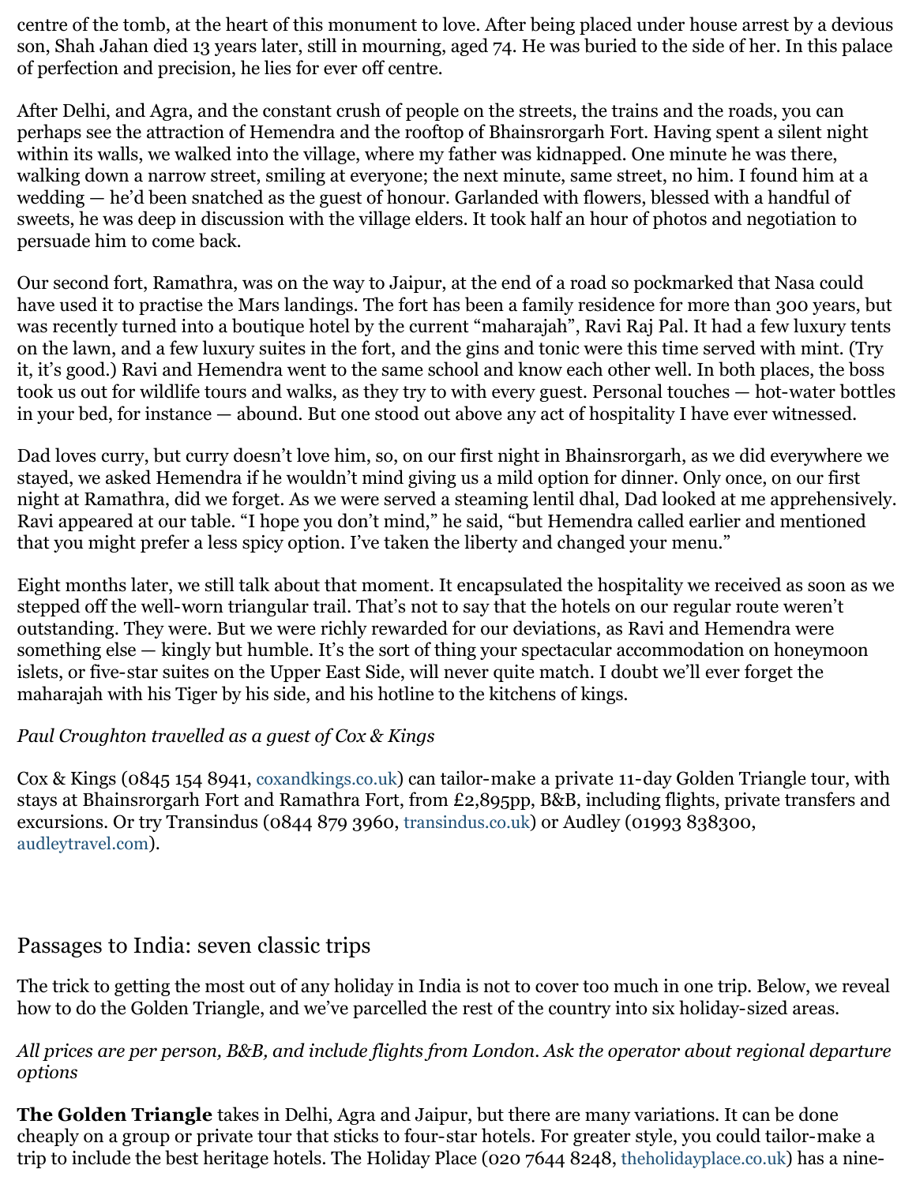centre of the tomb, at the heart of this monument to love. After being placed under house arrest by a devious son, Shah Jahan died 13 years later, still in mourning, aged 74. He was buried to the side of her. In this palace of perfection and precision, he lies for ever off centre.

After Delhi, and Agra, and the constant crush of people on the streets, the trains and the roads, you can perhaps see the attraction of Hemendra and the rooftop of Bhainsrorgarh Fort. Having spent a silent night within its walls, we walked into the village, where my father was kidnapped. One minute he was there, walking down a narrow street, smiling at everyone; the next minute, same street, no him. I found him at a wedding — he'd been snatched as the guest of honour. Garlanded with flowers, blessed with a handful of sweets, he was deep in discussion with the village elders. It took half an hour of photos and negotiation to persuade him to come back.

Our second fort, Ramathra, was on the way to Jaipur, at the end of a road so pockmarked that Nasa could have used it to practise the Mars landings. The fort has been a family residence for more than 300 years, but was recently turned into a boutique hotel by the current "maharajah", Ravi Raj Pal. It had a few luxury tents on the lawn, and a few luxury suites in the fort, and the gins and tonic were this time served with mint. (Try it, it's good.) Ravi and Hemendra went to the same school and know each other well. In both places, the boss took us out for wildlife tours and walks, as they try to with every guest. Personal touches — hot-water bottles in your bed, for instance — abound. But one stood out above any act of hospitality I have ever witnessed.

Dad loves curry, but curry doesn't love him, so, on our first night in Bhainsrorgarh, as we did everywhere we stayed, we asked Hemendra if he wouldn't mind giving us a mild option for dinner. Only once, on our first night at Ramathra, did we forget. As we were served a steaming lentil dhal, Dad looked at me apprehensively. Ravi appeared at our table. "I hope you don't mind," he said, "but Hemendra called earlier and mentioned that you might prefer a less spicy option. I've taken the liberty and changed your menu."

Eight months later, we still talk about that moment. It encapsulated the hospitality we received as soon as we stepped off the well-worn triangular trail. That's not to say that the hotels on our regular route weren't outstanding. They were. But we were richly rewarded for our deviations, as Ravi and Hemendra were something else — kingly but humble. It's the sort of thing your spectacular accommodation on honeymoon islets, or five-star suites on the Upper East Side, will never quite match. I doubt we'll ever forget the maharajah with his Tiger by his side, and his hotline to the kitchens of kings.

*Paul Croughton travelled as a guest of Cox & Kings*

Cox & Kings (0845 154 8941, coxandkings.co.uk) can tailor-make a private 11-day Golden Triangle tour, with stays at Bhainsrorgarh Fort and Ramathra Fort, from £2,895pp, B&B, including flights, private transfers and excursions. Or try Transindus (0844 879 3960, transindus.co.uk) or Audley (01993 838300, audleytravel.com).

## Passages to India: seven classic trips

The trick to getting the most out of any holiday in India is not to cover too much in one trip. Below, we reveal how to do the Golden Triangle, and we've parcelled the rest of the country into six holiday-sized areas.

*All prices are per person, B&B, and include flights from London. Ask the operator about regional departure options*

**The Golden Triangle** takes in Delhi, Agra and Jaipur, but there are many variations. It can be done cheaply on a group or private tour that sticks to four-star hotels. For greater style, you could tailor-make a trip to include the best heritage hotels. The Holiday Place (020 7644 8248, theholidayplace.co.uk) has a nine-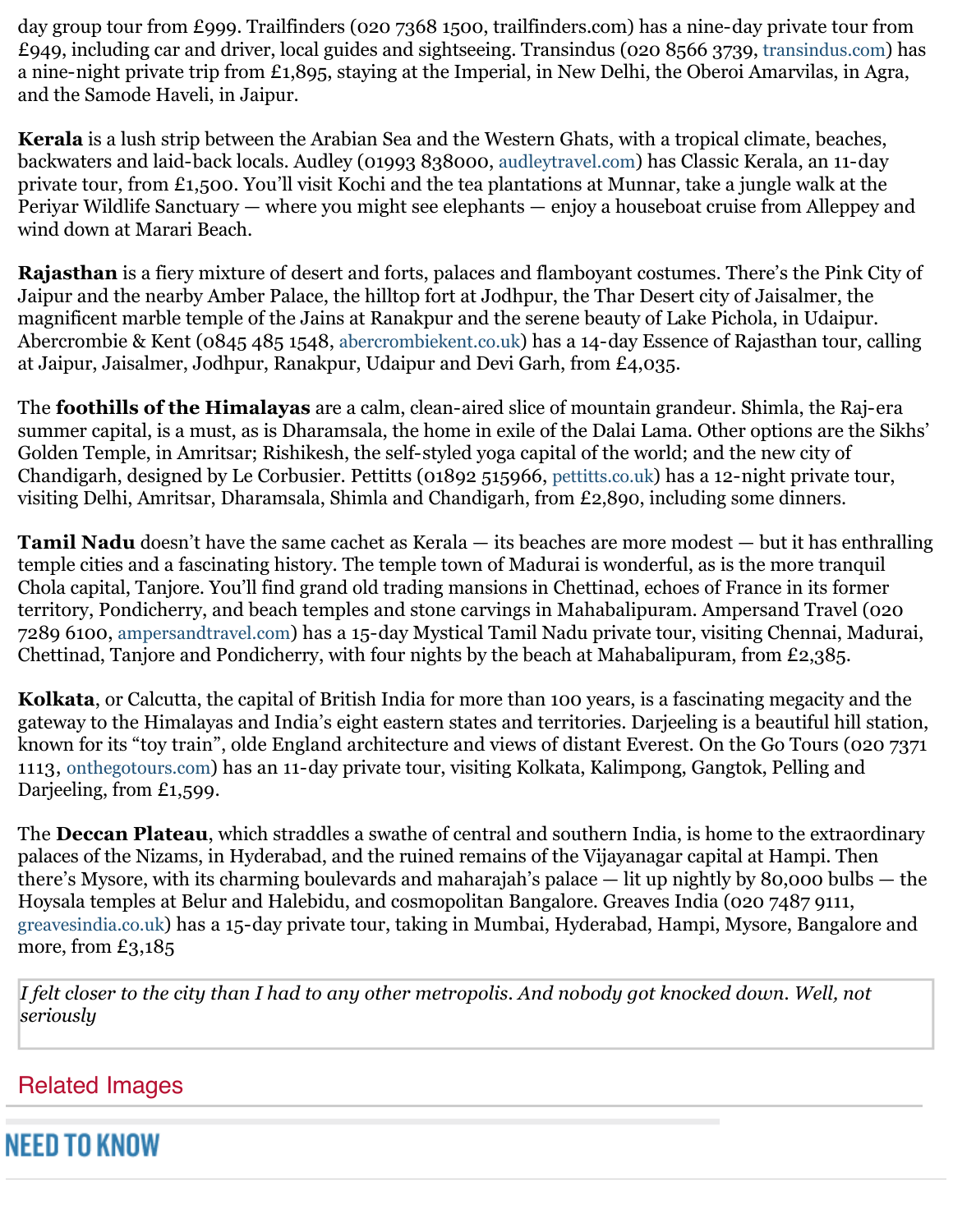day group tour from £999. Trailfinders (020 7368 1500, trailfinders.com) has a nine-day private tour from £949, including car and driver, local guides and sightseeing. Transindus (020 8566 3739, transindus.com) has a nine-night private trip from £1,895, staying at the Imperial, in New Delhi, the Oberoi Amarvilas, in Agra, and the Samode Haveli, in Jaipur.

**Kerala** is a lush strip between the Arabian Sea and the Western Ghats, with a tropical climate, beaches, backwaters and laid-back locals. Audley (01993 838000, audleytravel.com) has Classic Kerala, an 11-day private tour, from £1,500. You'll visit Kochi and the tea plantations at Munnar, take a jungle walk at the Periyar Wildlife Sanctuary — where you might see elephants — enjoy a houseboat cruise from Alleppey and wind down at Marari Beach.

**Rajasthan** is a fiery mixture of desert and forts, palaces and flamboyant costumes. There's the Pink City of Jaipur and the nearby Amber Palace, the hilltop fort at Jodhpur, the Thar Desert city of Jaisalmer, the magnificent marble temple of the Jains at Ranakpur and the serene beauty of Lake Pichola, in Udaipur. Abercrombie & Kent (0845 485 1548, abercrombiekent.co.uk) has a 14-day Essence of Rajasthan tour, calling at Jaipur, Jaisalmer, Jodhpur, Ranakpur, Udaipur and Devi Garh, from £4,035.

The **foothills of the Himalayas** are a calm, clean-aired slice of mountain grandeur. Shimla, the Raj-era summer capital, is a must, as is Dharamsala, the home in exile of the Dalai Lama. Other options are the Sikhs' Golden Temple, in Amritsar; Rishikesh, the self-styled yoga capital of the world; and the new city of Chandigarh, designed by Le Corbusier. Pettitts (01892 515966, pettitts.co.uk) has a 12-night private tour, visiting Delhi, Amritsar, Dharamsala, Shimla and Chandigarh, from £2,890, including some dinners.

**Tamil Nadu** doesn't have the same cachet as Kerala — its beaches are more modest — but it has enthralling temple cities and a fascinating history. The temple town of Madurai is wonderful, as is the more tranquil Chola capital, Tanjore. You'll find grand old trading mansions in Chettinad, echoes of France in its former territory, Pondicherry, and beach temples and stone carvings in Mahabalipuram. Ampersand Travel (020 7289 6100, ampersandtravel.com) has a 15-day Mystical Tamil Nadu private tour, visiting Chennai, Madurai, Chettinad, Tanjore and Pondicherry, with four nights by the beach at Mahabalipuram, from £2,385.

**Kolkata**, or Calcutta, the capital of British India for more than 100 years, is a fascinating megacity and the gateway to the Himalayas and India's eight eastern states and territories. Darjeeling is a beautiful hill station, known for its "toy train", olde England architecture and views of distant Everest. On the Go Tours (020 7371 1113, onthegotours.com) has an 11-day private tour, visiting Kolkata, Kalimpong, Gangtok, Pelling and Darjeeling, from £1,599.

The **Deccan Plateau**, which straddles a swathe of central and southern India, is home to the extraordinary palaces of the Nizams, in Hyderabad, and the ruined remains of the Vijayanagar capital at Hampi. Then there's Mysore, with its charming boulevards and maharajah's palace — lit up nightly by 80,000 bulbs — the Hoysala temples at Belur and Halebidu, and cosmopolitan Bangalore. Greaves India (020 7487 9111, greavesindia.co.uk) has a 15-day private tour, taking in Mumbai, Hyderabad, Hampi, Mysore, Bangalore and more, from £3,185

*I felt closer to the city than I had to any other metropolis. And nobody got knocked down. Well, not seriously*

## Related Images

## NEED TO KNOW